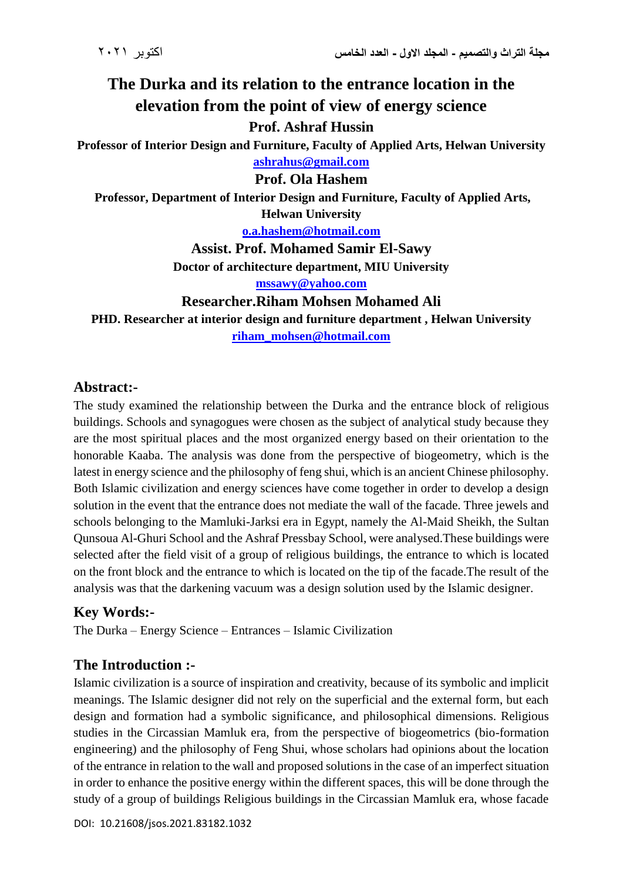# The Durka and its relation to the entrance location in the elevation from the point of view of energy science

**Prof. Ashraf Hussin**

**Professor of Interior Design and Furniture, Faculty of Applied Arts, Helwan University**

**ashrahus@gmail.com**

**Prof. Ola Hashem**

**Professor, Department of Interior Design and Furniture, Faculty of Applied Arts, Helwan University**

**o.a.hashem@hotmail.com**

**Assist. Prof. Mohamed Samir El-Sawy**

**Doctor of architecture department, MIU University**

**mssawy@yahoo.com**

**Researcher.Riham Mohsen Mohamed Ali**

**PHD. Researcher at interior design and furniture department , Helwan University**

**riham_mohsen@hotmail.com**

## Abstract:-

The study examined the relationship between the Durka and the entrance block of religious buildings. Schools and synagogues were chosen as the subject of analytical study because they are the most spiritual places and the most organized energy based on their orientation to the honorable Kaaba. The analysis was done from the perspective of biogeometry, which is the latest in energy science and the philosophy of feng shui, which is an ancient Chinese philosophy. Both Islamic civilization and energy sciences have come together in order to develop a design solution in the event that the entrance does not mediate the wall of the facade. Three jewels and schools belonging to the Mamluki-Jarksi era in Egypt, namely the Al-Maid Sheikh, the Sultan Qunsoua Al-Ghuri School and the Ashraf Pressbay School, were analysed.These buildings were selected after the field visit of a group of religious buildings, the entrance to which is located on the front block and the entrance to which is located on the tip of the facade.The result of the analysis was that the darkening vacuum was a design solution used by the Islamic designer.

## Key Words:-

The Durka – Energy Science – Entrances – Islamic Civilization

## The Introduction :-

Islamic civilization is a source of inspiration and creativity, because of its symbolic and implicit meanings. The Islamic designer did not rely on the superficial and the external form, but each design and formation had a symbolic significance, and philosophical dimensions. Religious studies in the Circassian Mamluk era, from the perspective of biogeometrics (bio-formation engineering) and the philosophy of Feng Shui, whose scholars had opinions about the location of the entrance in relation to the wall and proposed solutions in the case of an imperfect situation in order to enhance the positive energy within the different spaces, this will be done through the study of a group of buildings Religious buildings in the Circassian Mamluk era, whose facade

DOI: 10.21608/jsos.2021.83182.1032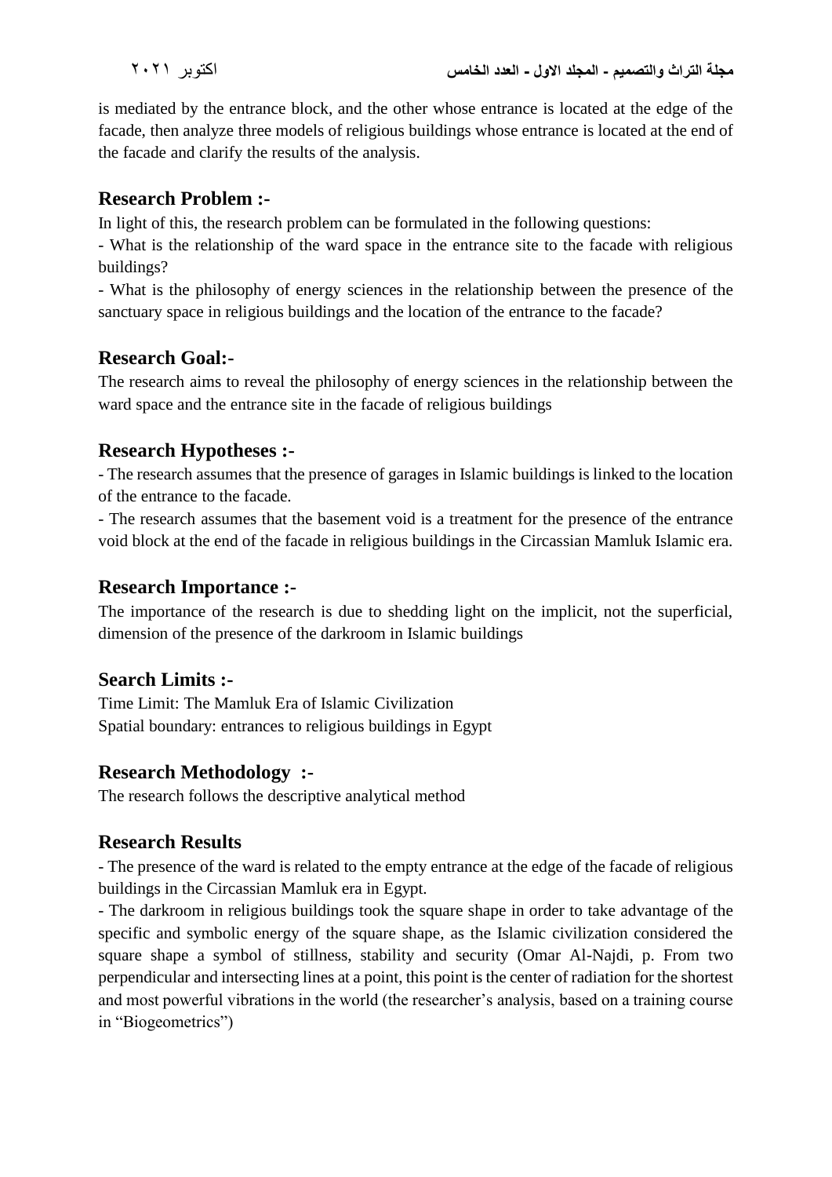is mediated by the entrance block, and the other whose entrance is located at the edge of the facade, then analyze three models of religious buildings whose entrance is located at the end of the facade and clarify the results of the analysis.

## Research Problem :-

In light of this, the research problem can be formulated in the following questions:

- What is the relationship of the ward space in the entrance site to the facade with religious buildings?
- What is the philosophy of energy sciences in the relationship between the presence of the sanctuary space in religious buildings and the location of the entrance to the facade?

## Research Goal:-

The research aims to reveal the philosophy of energy sciences in the relationship between the ward space and the entrance site in the facade of religious buildings

## Research Hypotheses :-

- The research assumes that the presence of garages in Islamic buildings is linked to the location of the entrance to the facade.
- The research assumes that the basement void is a treatment for the presence of the entrance void block at the end of the facade in religious buildings in the Circassian Mamluk Islamic era.

## Research Importance :-

The importance of the research is due to shedding light on the implicit, not the superficial, dimension of the presence of the darkroom in Islamic buildings

## Search Limits :-

Time Limit: The Mamluk Era of Islamic Civilization
Spatial boundary: entrances to religious buildings in Egypt

## Research Methodology :-

The research follows the descriptive analytical method

## Research Results

- The presence of the ward is related to the empty entrance at the edge of the facade of religious buildings in the Circassian Mamluk era in Egypt.
- The darkroom in religious buildings took the square shape in order to take advantage of the specific and symbolic energy of the square shape, as the Islamic civilization considered the square shape a symbol of stillness, stability and security (Omar Al-Najdi, p. From two perpendicular and intersecting lines at a point, this point is the center of radiation for the shortest and most powerful vibrations in the world (the researcher's analysis, based on a training course in "Biogeometrics")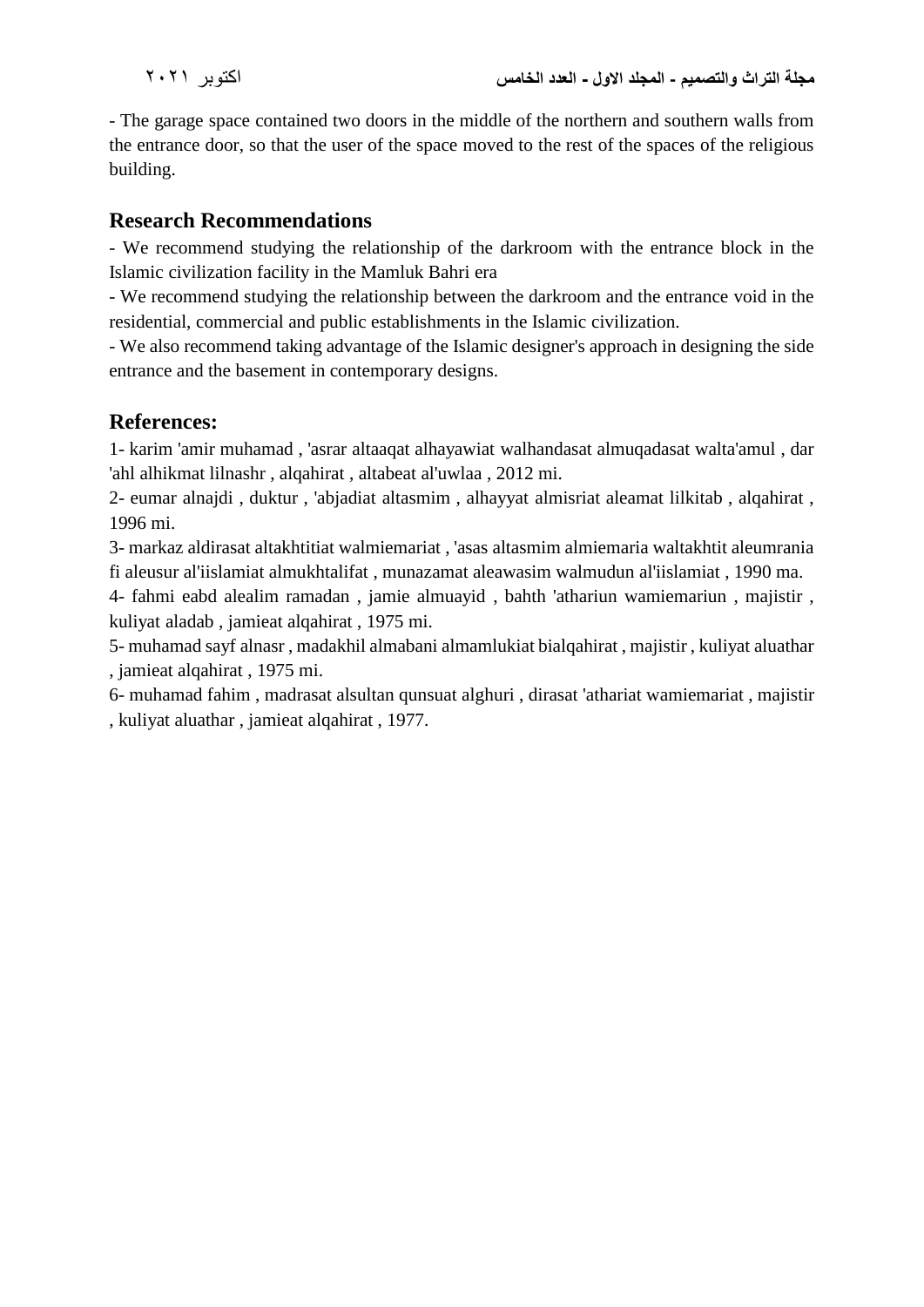- The garage space contained two doors in the middle of the northern and southern walls from the entrance door, so that the user of the space moved to the rest of the spaces of the religious building.

## Research Recommendations

- We recommend studying the relationship of the darkroom with the entrance block in the Islamic civilization facility in the Mamluk Bahri era
- We recommend studying the relationship between the darkroom and the entrance void in the residential, commercial and public establishments in the Islamic civilization.
- We also recommend taking advantage of the Islamic designer's approach in designing the side entrance and the basement in contemporary designs.

## References:

1- karim 'amir muhamad , 'asrar altaaqat alhayawiat walhandasat almuqadasat walta'amul , dar 'ahl alhikmat lilnashr , alqahirat , altabeat al'uwlaa , 2012 mi.

2- eumar alnajdi , duktur , 'abjadiat altasmim , alhayyat almisriat aleamat lilkitab , alqahirat , 1996 mi.

3- markaz aldirasat altakhtitiat walmiemariat , 'asas altasmim almiemaria waltakhtit aleumrania fi aleusur al'iislamiat almukhtalifat , munazamat aleawasim walmudun al'iislamiat , 1990 ma.

4- fahmi eabd alealim ramadan , jamie almuayid , bahth 'athariun wamiemariun , majistir , kuliyat aladab , jamieat alqahirat , 1975 mi.

5- muhamad sayf alnasr , madakhil almabani almamlukiat bialqahirat , majistir , kuliyat aluathar , jamieat alqahirat , 1975 mi.

6- muhamad fahim , madrasat alsultan qunsuat alghuri , dirasat 'athariat wamiemariat , majistir , kuliyat aluathar , jamieat alqahirat , 1977.